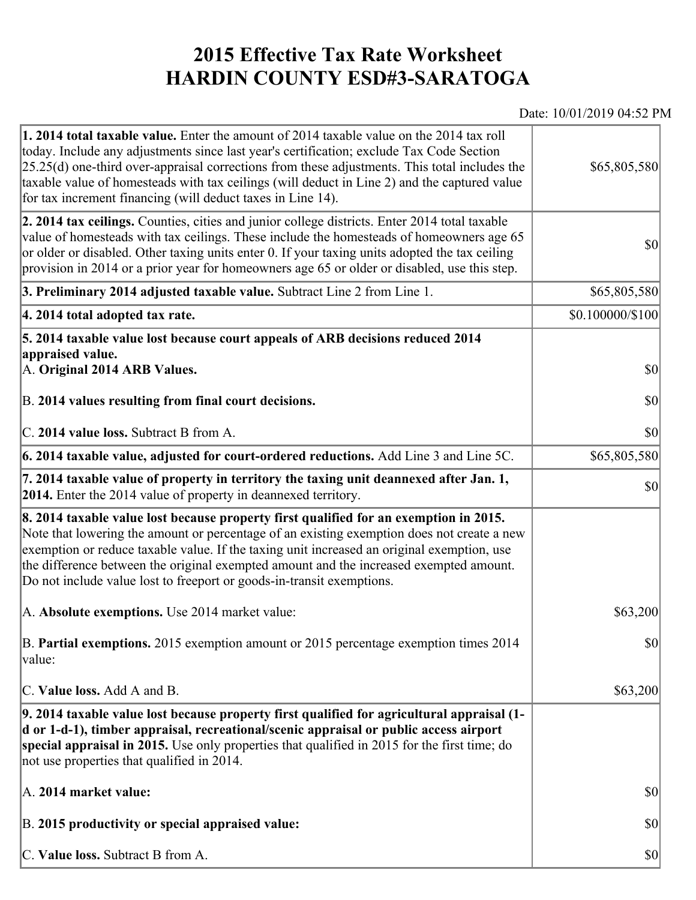# 2015 Effective Tax Rate Worksheet
# HARDIN COUNTY ESD#3-SARATOGA

Date: 10/01/2019 04:52 PM

| | |
|---|---|
| **1. 2014 total taxable value.** Enter the amount of 2014 taxable value on the 2014 tax roll today. Include any adjustments since last year's certification; exclude Tax Code Section 25.25(d) one-third over-appraisal corrections from these adjustments. This total includes the taxable value of homesteads with tax ceilings (will deduct in Line 2) and the captured value for tax increment financing (will deduct taxes in Line 14). | $65,805,580 |
| **2. 2014 tax ceilings.** Counties, cities and junior college districts. Enter 2014 total taxable value of homesteads with tax ceilings. These include the homesteads of homeowners age 65 or older or disabled. Other taxing units enter 0. If your taxing units adopted the tax ceiling provision in 2014 or a prior year for homeowners age 65 or older or disabled, use this step. | $0 |
| **3. Preliminary 2014 adjusted taxable value.** Subtract Line 2 from Line 1. | $65,805,580 |
| **4. 2014 total adopted tax rate.** | $0.100000/$100 |
| **5. 2014 taxable value lost because court appeals of ARB decisions reduced 2014 appraised value.**<br>A. **Original 2014 ARB Values.** | $0 |
| B. **2014 values resulting from final court decisions.** | $0 |
| C. **2014 value loss.** Subtract B from A. | $0 |
| **6. 2014 taxable value, adjusted for court-ordered reductions.** Add Line 3 and Line 5C. | $65,805,580 |
| **7. 2014 taxable value of property in territory the taxing unit deannexed after Jan. 1, 2014.** Enter the 2014 value of property in deannexed territory. | $0 |
| **8. 2014 taxable value lost because property first qualified for an exemption in 2015.** Note that lowering the amount or percentage of an existing exemption does not create a new exemption or reduce taxable value. If the taxing unit increased an original exemption, use the difference between the original exempted amount and the increased exempted amount. Do not include value lost to freeport or goods-in-transit exemptions.<br>A. **Absolute exemptions.** Use 2014 market value: | $63,200 |
| B. **Partial exemptions.** 2015 exemption amount or 2015 percentage exemption times 2014 value: | $0 |
| C. **Value loss.** Add A and B. | $63,200 |
| **9. 2014 taxable value lost because property first qualified for agricultural appraisal (1-d or 1-d-1), timber appraisal, recreational/scenic appraisal or public access airport special appraisal in 2015.** Use only properties that qualified in 2015 for the first time; do not use properties that qualified in 2014.<br>A. **2014 market value:** | $0 |
| B. **2015 productivity or special appraised value:** | $0 |
| C. **Value loss.** Subtract B from A. | $0 |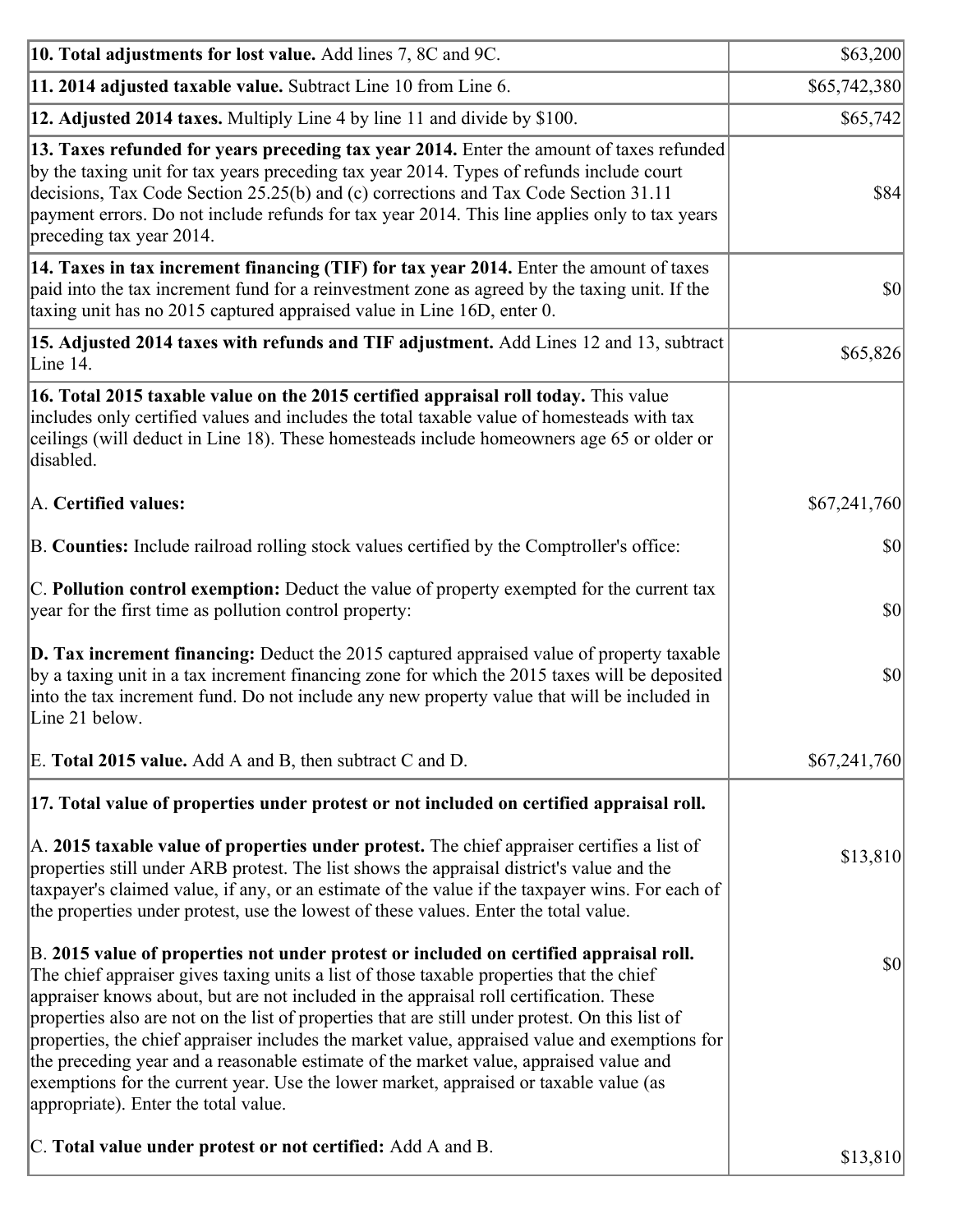| | |
|---|---|
| **10. Total adjustments for lost value.** Add lines 7, 8C and 9C. | $63,200 |
| **11. 2014 adjusted taxable value.** Subtract Line 10 from Line 6. | $65,742,380 |
| **12. Adjusted 2014 taxes.** Multiply Line 4 by line 11 and divide by $100. | $65,742 |
| **13. Taxes refunded for years preceding tax year 2014.** Enter the amount of taxes refunded by the taxing unit for tax years preceding tax year 2014. Types of refunds include court decisions, Tax Code Section 25.25(b) and (c) corrections and Tax Code Section 31.11 payment errors. Do not include refunds for tax year 2014. This line applies only to tax years preceding tax year 2014. | $84 |
| **14. Taxes in tax increment financing (TIF) for tax year 2014.** Enter the amount of taxes paid into the tax increment fund for a reinvestment zone as agreed by the taxing unit. If the taxing unit has no 2015 captured appraised value in Line 16D, enter 0. | $0 |
| **15. Adjusted 2014 taxes with refunds and TIF adjustment.** Add Lines 12 and 13, subtract Line 14. | $65,826 |
| **16. Total 2015 taxable value on the 2015 certified appraisal roll today.** This value includes only certified values and includes the total taxable value of homesteads with tax ceilings (will deduct in Line 18). These homesteads include homeowners age 65 or older or disabled. | |
| A. **Certified values:** | $67,241,760 |
| B. **Counties:** Include railroad rolling stock values certified by the Comptroller's office: | $0 |
| C. **Pollution control exemption:** Deduct the value of property exempted for the current tax year for the first time as pollution control property: | $0 |
| **D. Tax increment financing:** Deduct the 2015 captured appraised value of property taxable by a taxing unit in a tax increment financing zone for which the 2015 taxes will be deposited into the tax increment fund. Do not include any new property value that will be included in Line 21 below. | $0 |
| E. **Total 2015 value.** Add A and B, then subtract C and D. | $67,241,760 |
| **17. Total value of properties under protest or not included on certified appraisal roll.** | |
| A. **2015 taxable value of properties under protest.** The chief appraiser certifies a list of properties still under ARB protest. The list shows the appraisal district's value and the taxpayer's claimed value, if any, or an estimate of the value if the taxpayer wins. For each of the properties under protest, use the lowest of these values. Enter the total value. | $13,810 |
| B. **2015 value of properties not under protest or included on certified appraisal roll.** The chief appraiser gives taxing units a list of those taxable properties that the chief appraiser knows about, but are not included in the appraisal roll certification. These properties also are not on the list of properties that are still under protest. On this list of properties, the chief appraiser includes the market value, appraised value and exemptions for the preceding year and a reasonable estimate of the market value, appraised value and exemptions for the current year. Use the lower market, appraised or taxable value (as appropriate). Enter the total value. | $0 |
| C. **Total value under protest or not certified:** Add A and B. | $13,810 |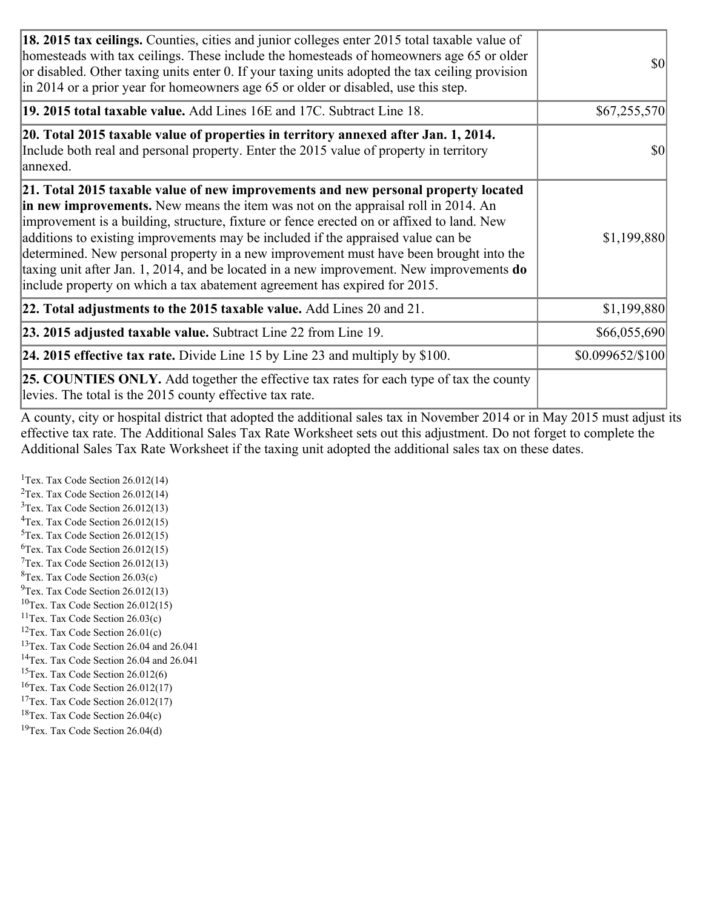| | |
|---|---|
| **18. 2015 tax ceilings.** Counties, cities and junior colleges enter 2015 total taxable value of homesteads with tax ceilings. These include the homesteads of homeowners age 65 or older or disabled. Other taxing units enter 0. If your taxing units adopted the tax ceiling provision in 2014 or a prior year for homeowners age 65 or older or disabled, use this step. | $0 |
| **19. 2015 total taxable value.** Add Lines 16E and 17C. Subtract Line 18. | $67,255,570 |
| **20. Total 2015 taxable value of properties in territory annexed after Jan. 1, 2014.** Include both real and personal property. Enter the 2015 value of property in territory annexed. | $0 |
| **21. Total 2015 taxable value of new improvements and new personal property located in new improvements.** New means the item was not on the appraisal roll in 2014. An improvement is a building, structure, fixture or fence erected on or affixed to land. New additions to existing improvements may be included if the appraised value can be determined. New personal property in a new improvement must have been brought into the taxing unit after Jan. 1, 2014, and be located in a new improvement. New improvements **do** include property on which a tax abatement agreement has expired for 2015. | $1,199,880 |
| **22. Total adjustments to the 2015 taxable value.** Add Lines 20 and 21. | $1,199,880 |
| **23. 2015 adjusted taxable value.** Subtract Line 22 from Line 19. | $66,055,690 |
| **24. 2015 effective tax rate.** Divide Line 15 by Line 23 and multiply by $100. | $0.099652/$100 |
| **25. COUNTIES ONLY.** Add together the effective tax rates for each type of tax the county levies. The total is the 2015 county effective tax rate. | |

A county, city or hospital district that adopted the additional sales tax in November 2014 or in May 2015 must adjust its effective tax rate. The Additional Sales Tax Rate Worksheet sets out this adjustment. Do not forget to complete the Additional Sales Tax Rate Worksheet if the taxing unit adopted the additional sales tax on these dates.

[1]Tex. Tax Code Section 26.012(14)
[2]Tex. Tax Code Section 26.012(14)
[3]Tex. Tax Code Section 26.012(13)
[4]Tex. Tax Code Section 26.012(15)
[5]Tex. Tax Code Section 26.012(15)
[6]Tex. Tax Code Section 26.012(15)
[7]Tex. Tax Code Section 26.012(13)
[8]Tex. Tax Code Section 26.03(c)
[9]Tex. Tax Code Section 26.012(13)
[10]Tex. Tax Code Section 26.012(15)
[11]Tex. Tax Code Section 26.03(c)
[12]Tex. Tax Code Section 26.01(c)
[13]Tex. Tax Code Section 26.04 and 26.041
[14]Tex. Tax Code Section 26.04 and 26.041
[15]Tex. Tax Code Section 26.012(6)
[16]Tex. Tax Code Section 26.012(17)
[17]Tex. Tax Code Section 26.012(17)
[18]Tex. Tax Code Section 26.04(c)
[19]Tex. Tax Code Section 26.04(d)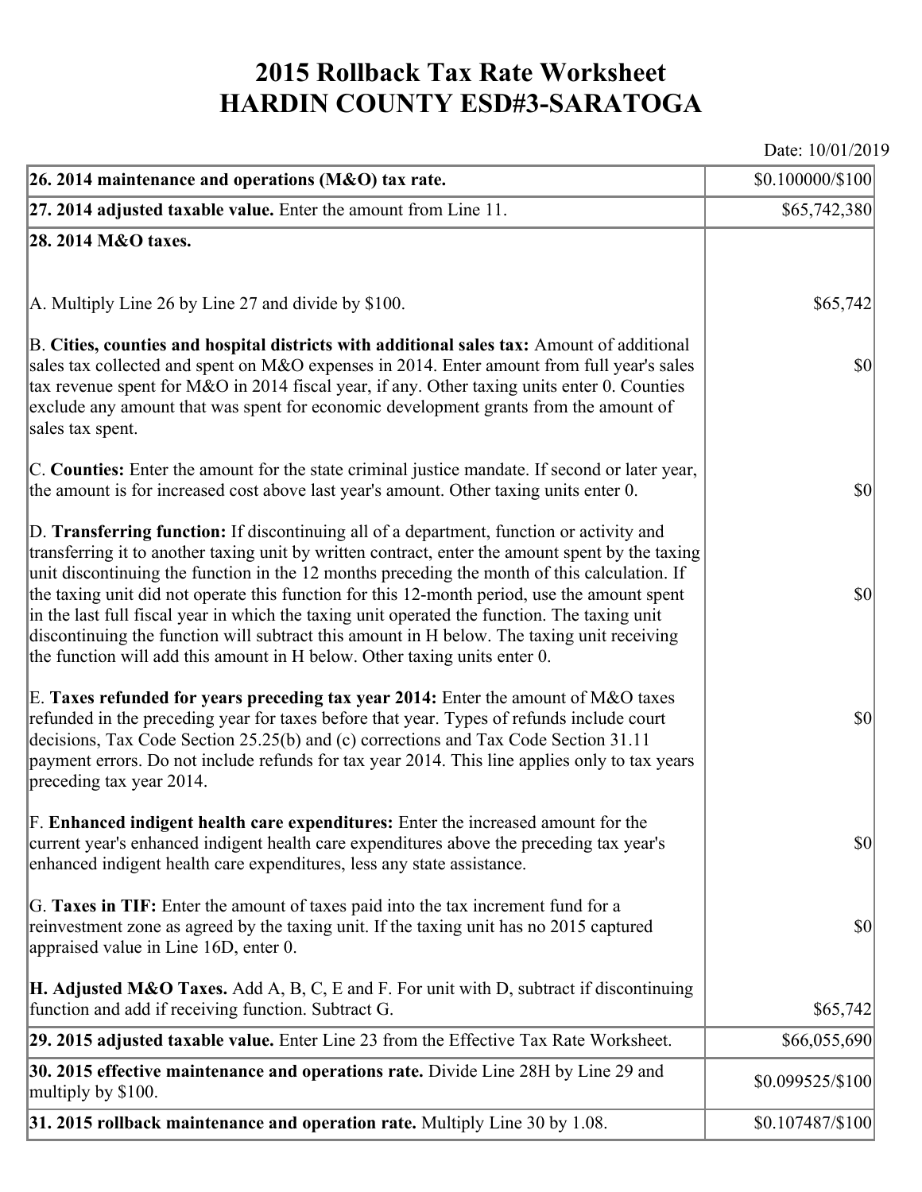# 2015 Rollback Tax Rate Worksheet
# HARDIN COUNTY ESD#3-SARATOGA

Date: 10/01/2019

| | |
|---|---|
| **26. 2014 maintenance and operations (M&O) tax rate.** | $0.100000/$100 |
| **27. 2014 adjusted taxable value.** Enter the amount from Line 11. | $65,742,380 |
| **28. 2014 M&O taxes.** | |
| A. Multiply Line 26 by Line 27 and divide by $100. | $65,742 |
| B. **Cities, counties and hospital districts with additional sales tax:** Amount of additional sales tax collected and spent on M&O expenses in 2014. Enter amount from full year's sales tax revenue spent for M&O in 2014 fiscal year, if any. Other taxing units enter 0. Counties exclude any amount that was spent for economic development grants from the amount of sales tax spent. | $0 |
| C. **Counties:** Enter the amount for the state criminal justice mandate. If second or later year, the amount is for increased cost above last year's amount. Other taxing units enter 0. | $0 |
| D. **Transferring function:** If discontinuing all of a department, function or activity and transferring it to another taxing unit by written contract, enter the amount spent by the taxing unit discontinuing the function in the 12 months preceding the month of this calculation. If the taxing unit did not operate this function for this 12-month period, use the amount spent in the last full fiscal year in which the taxing unit operated the function. The taxing unit discontinuing the function will subtract this amount in H below. The taxing unit receiving the function will add this amount in H below. Other taxing units enter 0. | $0 |
| E. **Taxes refunded for years preceding tax year 2014:** Enter the amount of M&O taxes refunded in the preceding year for taxes before that year. Types of refunds include court decisions, Tax Code Section 25.25(b) and (c) corrections and Tax Code Section 31.11 payment errors. Do not include refunds for tax year 2014. This line applies only to tax years preceding tax year 2014. | $0 |
| F. **Enhanced indigent health care expenditures:** Enter the increased amount for the current year's enhanced indigent health care expenditures above the preceding tax year's enhanced indigent health care expenditures, less any state assistance. | $0 |
| G. **Taxes in TIF:** Enter the amount of taxes paid into the tax increment fund for a reinvestment zone as agreed by the taxing unit. If the taxing unit has no 2015 captured appraised value in Line 16D, enter 0. | $0 |
| **H. Adjusted M&O Taxes.** Add A, B, C, E and F. For unit with D, subtract if discontinuing function and add if receiving function. Subtract G. | $65,742 |
| **29. 2015 adjusted taxable value.** Enter Line 23 from the Effective Tax Rate Worksheet. | $66,055,690 |
| **30. 2015 effective maintenance and operations rate.** Divide Line 28H by Line 29 and multiply by $100. | $0.099525/$100 |
| **31. 2015 rollback maintenance and operation rate.** Multiply Line 30 by 1.08. | $0.107487/$100 |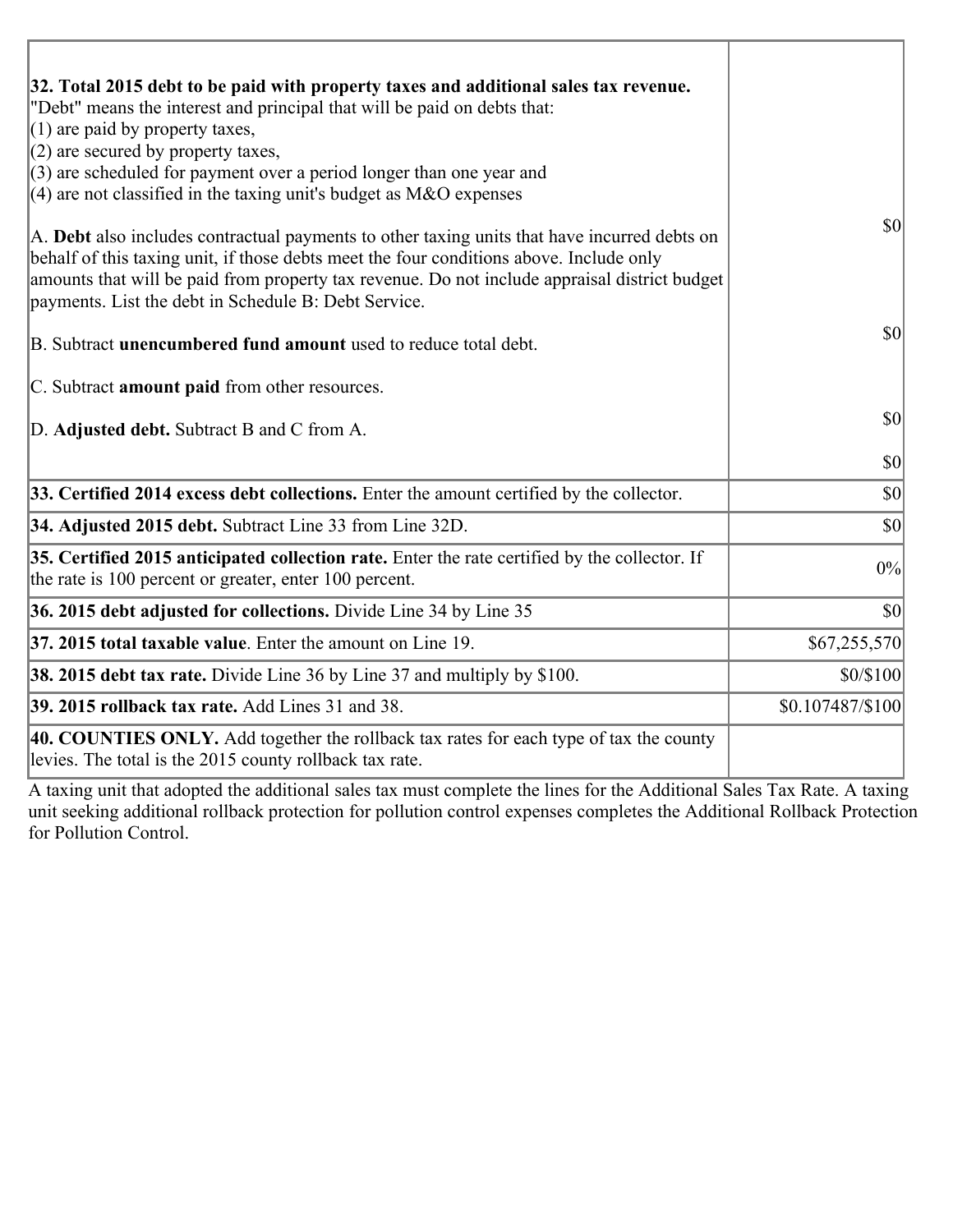| | |
|---|---|
| **32. Total 2015 debt to be paid with property taxes and additional sales tax revenue.**<br>"Debt" means the interest and principal that will be paid on debts that:<br>(1) are paid by property taxes,<br>(2) are secured by property taxes,<br>(3) are scheduled for payment over a period longer than one year and<br>(4) are not classified in the taxing unit's budget as M&O expenses<br><br>A. **Debt** also includes contractual payments to other taxing units that have incurred debts on behalf of this taxing unit, if those debts meet the four conditions above. Include only amounts that will be paid from property tax revenue. Do not include appraisal district budget payments. List the debt in Schedule B: Debt Service.<br><br>B. Subtract **unencumbered fund amount** used to reduce total debt.<br><br>C. Subtract **amount paid** from other resources.<br><br>D. **Adjusted debt.** Subtract B and C from A. | $0<br><br>$0<br><br>$0<br><br>$0 |
| **33. Certified 2014 excess debt collections.** Enter the amount certified by the collector. | $0 |
| **34. Adjusted 2015 debt.** Subtract Line 33 from Line 32D. | $0 |
| **35. Certified 2015 anticipated collection rate.** Enter the rate certified by the collector. If the rate is 100 percent or greater, enter 100 percent. | 0% |
| **36. 2015 debt adjusted for collections.** Divide Line 34 by Line 35 | $0 |
| **37. 2015 total taxable value**. Enter the amount on Line 19. | $67,255,570 |
| **38. 2015 debt tax rate.** Divide Line 36 by Line 37 and multiply by $100. | $0/$100 |
| **39. 2015 rollback tax rate.** Add Lines 31 and 38. | $0.107487/$100 |
| **40. COUNTIES ONLY.** Add together the rollback tax rates for each type of tax the county levies. The total is the 2015 county rollback tax rate. | |

A taxing unit that adopted the additional sales tax must complete the lines for the Additional Sales Tax Rate. A taxing unit seeking additional rollback protection for pollution control expenses completes the Additional Rollback Protection for Pollution Control.